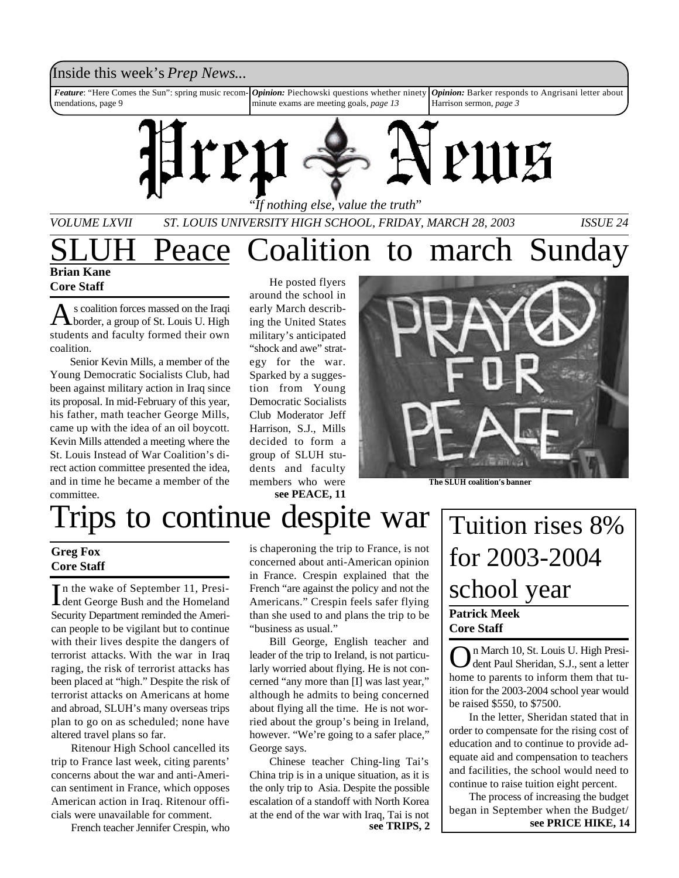Inside this week's *Prep News...*

***Feature***: "Here Comes the Sun": spring music recommendations, page 9

***Opinion:*** Piechowski questions whether ninety minute exams are meeting goals, *page 13*

***Opinion:*** Barker responds to Angrisani letter about Harrison sermon, *page 3*

# Prep News

*"If nothing else, value the truth"*

*VOLUME LXVII — ST. LOUIS UNIVERSITY HIGH SCHOOL, FRIDAY, MARCH 28, 2003 — ISSUE 24*

# SLUH Peace Coalition to march Sunday

**Brian Kane**
**Core Staff**

As coalition forces massed on the Iraqi border, a group of St. Louis U. High students and faculty formed their own coalition.

Senior Kevin Mills, a member of the Young Democratic Socialists Club, had been against military action in Iraq since its proposal. In mid-February of this year, his father, math teacher George Mills, came up with the idea of an oil boycott. Kevin Mills attended a meeting where the St. Louis Instead of War Coalition's direct action committee presented the idea, and in time he became a member of the committee.

He posted flyers around the school in early March describing the United States military's anticipated "shock and awe" strategy for the war. Sparked by a suggestion from Young Democratic Socialists Club Moderator Jeff Harrison, S.J., Mills decided to form a group of SLUH students and faculty members who were

**see PEACE, 11**

**The SLUH coalition's banner**

# Trips to continue despite war

**Greg Fox**
**Core Staff**

In the wake of September 11, President George Bush and the Homeland Security Department reminded the American people to be vigilant but to continue with their lives despite the dangers of terrorist attacks. With the war in Iraq raging, the risk of terrorist attacks has been placed at "high." Despite the risk of terrorist attacks on Americans at home and abroad, SLUH's many overseas trips plan to go on as scheduled; none have altered travel plans so far.

Ritenour High School cancelled its trip to France last week, citing parents' concerns about the war and anti-American sentiment in France, which opposes American action in Iraq. Ritenour officials were unavailable for comment.

French teacher Jennifer Crespin, who is chaperoning the trip to France, is not concerned about anti-American opinion in France. Crespin explained that the French "are against the policy and not the Americans." Crespin feels safer flying than she used to and plans the trip to be "business as usual."

Bill George, English teacher and leader of the trip to Ireland, is not particularly worried about flying. He is not concerned "any more than [I] was last year," although he admits to being concerned about flying all the time. He is not worried about the group's being in Ireland, however. "We're going to a safer place," George says.

Chinese teacher Ching-ling Tai's China trip is in a unique situation, as it is the only trip to Asia. Despite the possible escalation of a standoff with North Korea at the end of the war with Iraq, Tai is not

**see TRIPS, 2**

# Tuition rises 8% for 2003-2004 school year

**Patrick Meek**
**Core Staff**

On March 10, St. Louis U. High President Paul Sheridan, S.J., sent a letter home to parents to inform them that tuition for the 2003-2004 school year would be raised $550, to $7500.

In the letter, Sheridan stated that in order to compensate for the rising cost of education and to continue to provide adequate aid and compensation to teachers and facilities, the school would need to continue to raise tuition eight percent.

The process of increasing the budget began in September when the Budget/

**see PRICE HIKE, 14**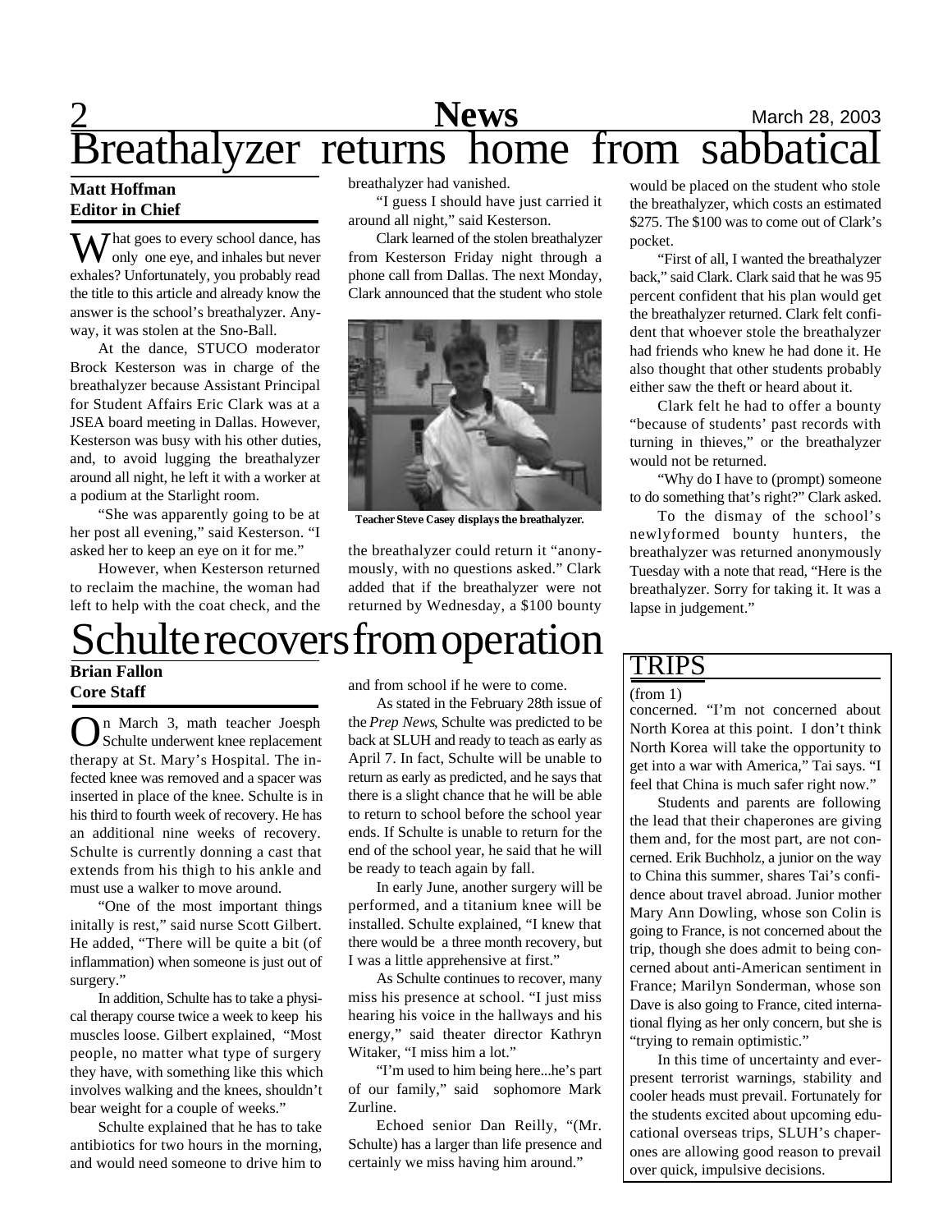# Breathalyzer returns home from sabbatical

**Matt Hoffman**
**Editor in Chief**

What goes to every school dance, has only one eye, and inhales but never exhales? Unfortunately, you probably read the title to this article and already know the answer is the school's breathalyzer. Anyway, it was stolen at the Sno-Ball.

At the dance, STUCO moderator Brock Kesterson was in charge of the breathalyzer because Assistant Principal for Student Affairs Eric Clark was at a JSEA board meeting in Dallas. However, Kesterson was busy with his other duties, and, to avoid lugging the breathalyzer around all night, he left it with a worker at a podium at the Starlight room.

"She was apparently going to be at her post all evening," said Kesterson. "I asked her to keep an eye on it for me."

However, when Kesterson returned to reclaim the machine, the woman had left to help with the coat check, and the breathalyzer had vanished.

"I guess I should have just carried it around all night," said Kesterson.

Clark learned of the stolen breathalyzer from Kesterson Friday night through a phone call from Dallas. The next Monday, Clark announced that the student who stole the breathalyzer could return it "anonymously, with no questions asked." Clark added that if the breathalyzer were not returned by Wednesday, a $100 bounty would be placed on the student who stole the breathalyzer, which costs an estimated $275. The $100 was to come out of Clark's pocket.

Teacher Steve Casey displays the breathalyzer.

"First of all, I wanted the breathalyzer back," said Clark. Clark said that he was 95 percent confident that his plan would get the breathalyzer returned. Clark felt confident that whoever stole the breathalyzer had friends who knew he had done it. He also thought that other students probably either saw the theft or heard about it.

Clark felt he had to offer a bounty "because of students' past records with turning in thieves," or the breathalyzer would not be returned.

"Why do I have to (prompt) someone to do something that's right?" Clark asked.

To the dismay of the school's newlyformed bounty hunters, the breathalyzer was returned anonymously Tuesday with a note that read, "Here is the breathalyzer. Sorry for taking it. It was a lapse in judgement."

# Schulte recovers from operation

**Brian Fallon**
**Core Staff**

On March 3, math teacher Joesph Schulte underwent knee replacement therapy at St. Mary's Hospital. The infected knee was removed and a spacer was inserted in place of the knee. Schulte is in his third to fourth week of recovery. He has an additional nine weeks of recovery. Schulte is currently donning a cast that extends from his thigh to his ankle and must use a walker to move around.

"One of the most important things initally is rest," said nurse Scott Gilbert. He added, "There will be quite a bit (of inflammation) when someone is just out of surgery."

In addition, Schulte has to take a physical therapy course twice a week to keep his muscles loose. Gilbert explained, "Most people, no matter what type of surgery they have, with something like this which involves walking and the knees, shouldn't bear weight for a couple of weeks."

Schulte explained that he has to take antibiotics for two hours in the morning, and would need someone to drive him to and from school if he were to come.

As stated in the February 28th issue of the *Prep News*, Schulte was predicted to be back at SLUH and ready to teach as early as April 7. In fact, Schulte will be unable to return as early as predicted, and he says that there is a slight chance that he will be able to return to school before the school year ends. If Schulte is unable to return for the end of the school year, he said that he will be ready to teach again by fall.

In early June, another surgery will be performed, and a titanium knee will be installed. Schulte explained, "I knew that there would be a three month recovery, but I was a little apprehensive at first."

As Schulte continues to recover, many miss his presence at school. "I just miss hearing his voice in the hallways and his energy," said theater director Kathryn Witaker, "I miss him a lot."

"I'm used to him being here...he's part of our family," said sophomore Mark Zurline.

Echoed senior Dan Reilly, "(Mr. Schulte) has a larger than life presence and certainly we miss having him around."

## TRIPS

(from 1)

concerned. "I'm not concerned about North Korea at this point. I don't think North Korea will take the opportunity to get into a war with America," Tai says. "I feel that China is much safer right now."

Students and parents are following the lead that their chaperones are giving them and, for the most part, are not concerned. Erik Buchholz, a junior on the way to China this summer, shares Tai's confidence about travel abroad. Junior mother Mary Ann Dowling, whose son Colin is going to France, is not concerned about the trip, though she does admit to being concerned about anti-American sentiment in France; Marilyn Sonderman, whose son Dave is also going to France, cited international flying as her only concern, but she is "trying to remain optimistic."

In this time of uncertainty and everpresent terrorist warnings, stability and cooler heads must prevail. Fortunately for the students excited about upcoming educational overseas trips, SLUH's chaperones are allowing good reason to prevail over quick, impulsive decisions.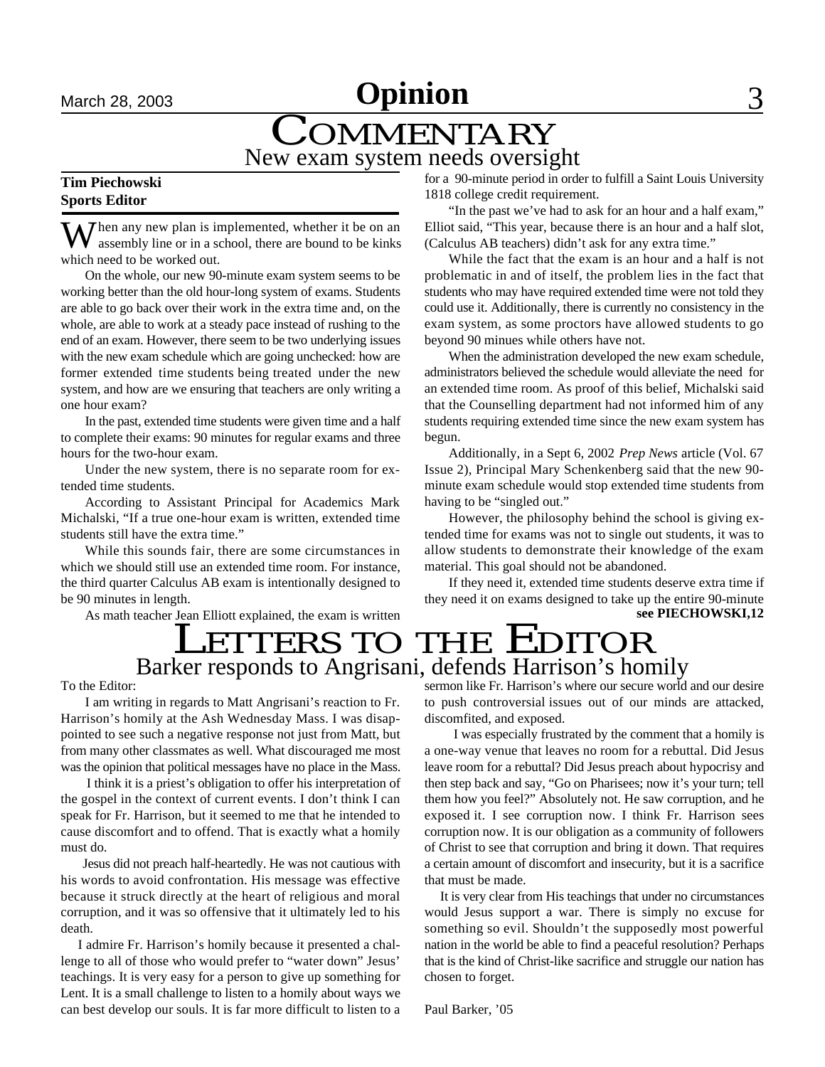# Opinion

## COMMENTARY

### New exam system needs oversight

**Tim Piechowski**
**Sports Editor**

When any new plan is implemented, whether it be on an assembly line or in a school, there are bound to be kinks which need to be worked out.

On the whole, our new 90-minute exam system seems to be working better than the old hour-long system of exams. Students are able to go back over their work in the extra time and, on the whole, are able to work at a steady pace instead of rushing to the end of an exam. However, there seem to be two underlying issues with the new exam schedule which are going unchecked: how are former extended time students being treated under the new system, and how are we ensuring that teachers are only writing a one hour exam?

In the past, extended time students were given time and a half to complete their exams: 90 minutes for regular exams and three hours for the two-hour exam.

Under the new system, there is no separate room for extended time students.

According to Assistant Principal for Academics Mark Michalski, "If a true one-hour exam is written, extended time students still have the extra time."

While this sounds fair, there are some circumstances in which we should still use an extended time room. For instance, the third quarter Calculus AB exam is intentionally designed to be 90 minutes in length.

As math teacher Jean Elliott explained, the exam is written for a 90-minute period in order to fulfill a Saint Louis University 1818 college credit requirement.

"In the past we've had to ask for an hour and a half exam," Elliot said, "This year, because there is an hour and a half slot, (Calculus AB teachers) didn't ask for any extra time."

While the fact that the exam is an hour and a half is not problematic in and of itself, the problem lies in the fact that students who may have required extended time were not told they could use it. Additionally, there is currently no consistency in the exam system, as some proctors have allowed students to go beyond 90 minues while others have not.

When the administration developed the new exam schedule, administrators believed the schedule would alleviate the need for an extended time room. As proof of this belief, Michalski said that the Counselling department had not informed him of any students requiring extended time since the new exam system has begun.

Additionally, in a Sept 6, 2002 *Prep News* article (Vol. 67 Issue 2), Principal Mary Schenkenberg said that the new 90-minute exam schedule would stop extended time students from having to be "singled out."

However, the philosophy behind the school is giving extended time for exams was not to single out students, it was to allow students to demonstrate their knowledge of the exam material. This goal should not be abandoned.

If they need it, extended time students deserve extra time if they need it on exams designed to take up the entire 90-minute

**see PIECHOWSKI,12**

## LETTERS TO THE EDITOR

### Barker responds to Angrisani, defends Harrison's homily

To the Editor:

I am writing in regards to Matt Angrisani's reaction to Fr. Harrison's homily at the Ash Wednesday Mass. I was disappointed to see such a negative response not just from Matt, but from many other classmates as well. What discouraged me most was the opinion that political messages have no place in the Mass.

I think it is a priest's obligation to offer his interpretation of the gospel in the context of current events. I don't think I can speak for Fr. Harrison, but it seemed to me that he intended to cause discomfort and to offend. That is exactly what a homily must do.

Jesus did not preach half-heartedly. He was not cautious with his words to avoid confrontation. His message was effective because it struck directly at the heart of religious and moral corruption, and it was so offensive that it ultimately led to his death.

I admire Fr. Harrison's homily because it presented a challenge to all of those who would prefer to "water down" Jesus' teachings. It is very easy for a person to give up something for Lent. It is a small challenge to listen to a homily about ways we can best develop our souls. It is far more difficult to listen to a sermon like Fr. Harrison's where our secure world and our desire to push controversial issues out of our minds are attacked, discomfited, and exposed.

I was especially frustrated by the comment that a homily is a one-way venue that leaves no room for a rebuttal. Did Jesus leave room for a rebuttal? Did Jesus preach about hypocrisy and then step back and say, "Go on Pharisees; now it's your turn; tell them how you feel?" Absolutely not. He saw corruption, and he exposed it. I see corruption now. I think Fr. Harrison sees corruption now. It is our obligation as a community of followers of Christ to see that corruption and bring it down. That requires a certain amount of discomfort and insecurity, but it is a sacrifice that must be made.

It is very clear from His teachings that under no circumstances would Jesus support a war. There is simply no excuse for something so evil. Shouldn't the supposedly most powerful nation in the world be able to find a peaceful resolution? Perhaps that is the kind of Christ-like sacrifice and struggle our nation has chosen to forget.

Paul Barker, '05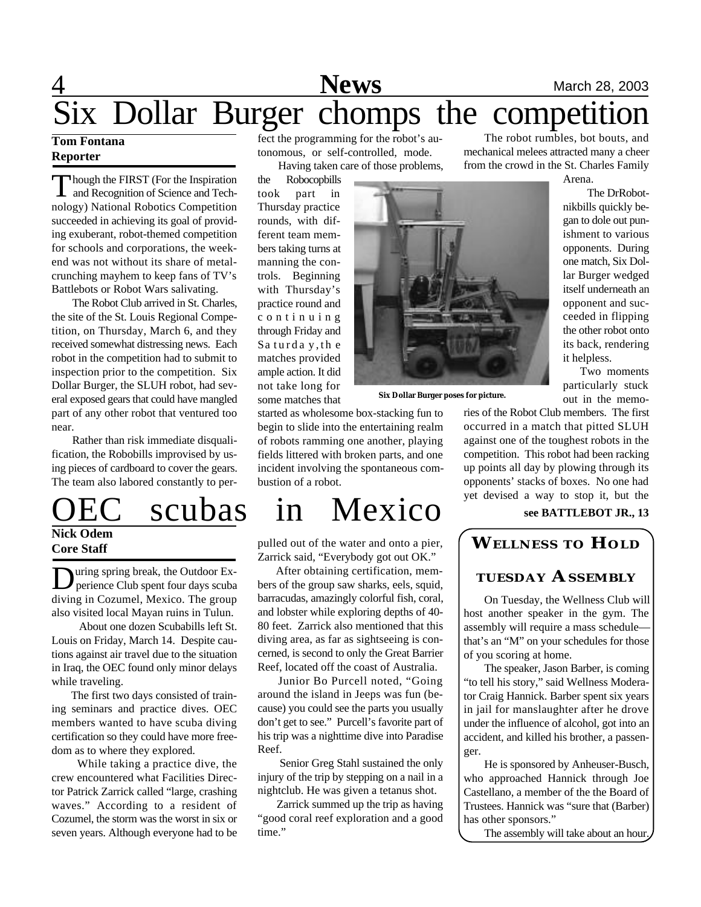# Six Dollar Burger chomps the competition

**Tom Fontana**
**Reporter**

Though the FIRST (For the Inspiration and Recognition of Science and Technology) National Robotics Competition succeeded in achieving its goal of providing exuberant, robot-themed competition for schools and corporations, the weekend was not without its share of metal-crunching mayhem to keep fans of TV's Battlebots or Robot Wars salivating.

The Robot Club arrived in St. Charles, the site of the St. Louis Regional Competition, on Thursday, March 6, and they received somewhat distressing news. Each robot in the competition had to submit to inspection prior to the competition. Six Dollar Burger, the SLUH robot, had several exposed gears that could have mangled part of any other robot that ventured too near.

Rather than risk immediate disqualification, the Robobills improvised by using pieces of cardboard to cover the gears. The team also labored constantly to perfect the programming for the robot's autonomous, or self-controlled, mode.

Having taken care of those problems, the Robocopbills took part in Thursday practice rounds, with different team members taking turns at manning the controls. Beginning with Thursday's practice round and continuing through Friday and Saturday, the matches provided ample action. It did not take long for some matches that started as wholesome box-stacking fun to begin to slide into the entertaining realm of robots ramming one another, playing fields littered with broken parts, and one incident involving the spontaneous combustion of a robot.

Six Dollar Burger poses for picture.

The robot rumbles, bot bouts, and mechanical melees attracted many a cheer from the crowd in the St. Charles Family Arena.

The DrRobotnikbills quickly began to dole out punishment to various opponents. During one match, Six Dollar Burger wedged itself underneath an opponent and succeeded in flipping the other robot onto its back, rendering it helpless.

Two moments particularly stuck out in the memories of the Robot Club members. The first occurred in a match that pitted SLUH against one of the toughest robots in the competition. This robot had been racking up points all day by plowing through its opponents' stacks of boxes. No one had yet devised a way to stop it, but the

**see BATTLEBOT JR., 13**

# OEC scubas in Mexico

**Nick Odem**
**Core Staff**

During spring break, the Outdoor Experience Club spent four days scuba diving in Cozumel, Mexico. The group also visited local Mayan ruins in Tulun.

About one dozen Scubabills left St. Louis on Friday, March 14. Despite cautions against air travel due to the situation in Iraq, the OEC found only minor delays while traveling.

The first two days consisted of training seminars and practice dives. OEC members wanted to have scuba diving certification so they could have more freedom as to where they explored.

While taking a practice dive, the crew encountered what Facilities Director Patrick Zarrick called "large, crashing waves." According to a resident of Cozumel, the storm was the worst in six or seven years. Although everyone had to be pulled out of the water and onto a pier, Zarrick said, "Everybody got out OK."

After obtaining certification, members of the group saw sharks, eels, squid, barracudas, amazingly colorful fish, coral, and lobster while exploring depths of 40-80 feet. Zarrick also mentioned that this diving area, as far as sightseeing is concerned, is second to only the Great Barrier Reef, located off the coast of Australia.

Junior Bo Purcell noted, "Going around the island in Jeeps was fun (because) you could see the parts you usually don't get to see." Purcell's favorite part of his trip was a nighttime dive into Paradise Reef.

Senior Greg Stahl sustained the only injury of the trip by stepping on a nail in a nightclub. He was given a tetanus shot.

Zarrick summed up the trip as having "good coral reef exploration and a good time."

## Wellness to hold Tuesday assembly

On Tuesday, the Wellness Club will host another speaker in the gym. The assembly will require a mass schedule—that's an "M" on your schedules for those of you scoring at home.

The speaker, Jason Barber, is coming "to tell his story," said Wellness Moderator Craig Hannick. Barber spent six years in jail for manslaughter after he drove under the influence of alcohol, got into an accident, and killed his brother, a passenger.

He is sponsored by Anheuser-Busch, who approached Hannick through Joe Castellano, a member of the the Board of Trustees. Hannick was "sure that (Barber) has other sponsors."

The assembly will take about an hour.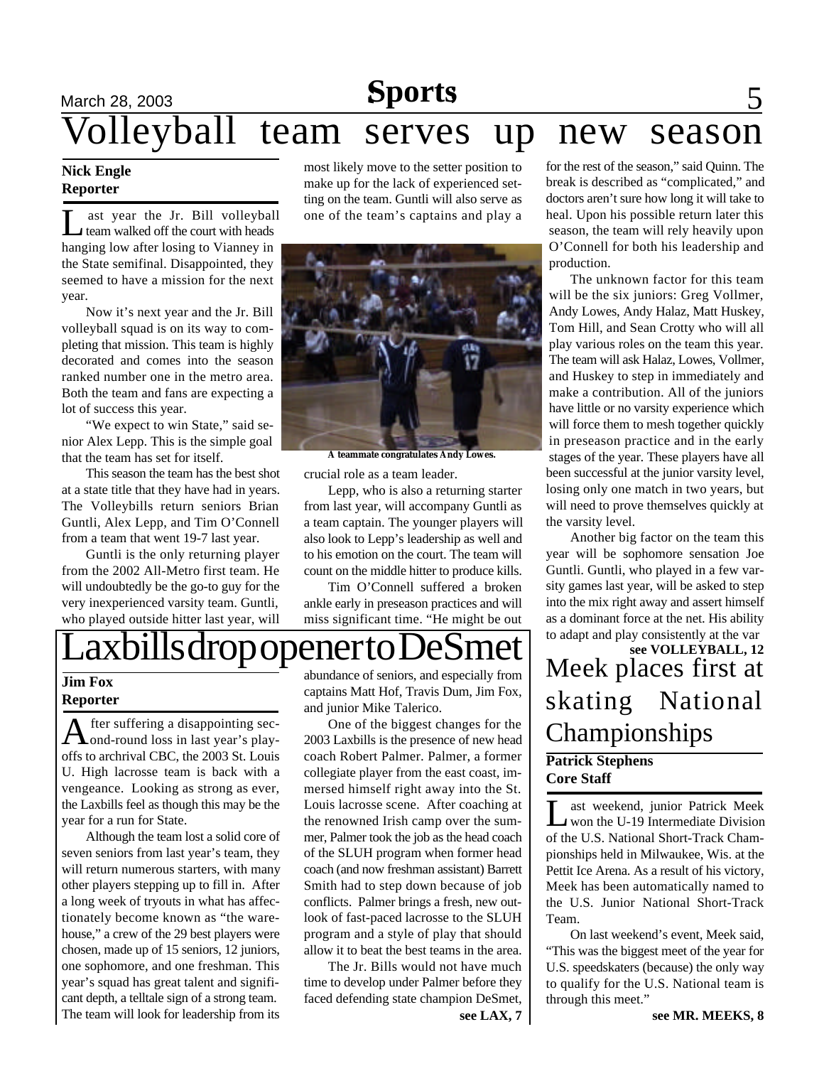# Volleyball team serves up new season

**Nick Engle**
**Reporter**

Last year the Jr. Bill volleyball team walked off the court with heads hanging low after losing to Vianney in the State semifinal. Disappointed, they seemed to have a mission for the next year.

Now it's next year and the Jr. Bill volleyball squad is on its way to completing that mission. This team is highly decorated and comes into the season ranked number one in the metro area. Both the team and fans are expecting a lot of success this year.

"We expect to win State," said senior Alex Lepp. This is the simple goal that the team has set for itself.

This season the team has the best shot at a state title that they have had in years. The Volleybills return seniors Brian Guntli, Alex Lepp, and Tim O'Connell from a team that went 19-7 last year.

Guntli is the only returning player from the 2002 All-Metro first team. He will undoubtedly be the go-to guy for the very inexperienced varsity team. Guntli, who played outside hitter last year, will most likely move to the setter position to make up for the lack of experienced setting on the team. Guntli will also serve as one of the team's captains and play a crucial role as a team leader.

A teammate congratulates Andy Lowes.

Lepp, who is also a returning starter from last year, will accompany Guntli as a team captain. The younger players will also look to Lepp's leadership as well and to his emotion on the court. The team will count on the middle hitter to produce kills.

Tim O'Connell suffered a broken ankle early in preseason practices and will miss significant time. "He might be out for the rest of the season," said Quinn. The break is described as "complicated," and doctors aren't sure how long it will take to heal. Upon his possible return later this season, the team will rely heavily upon O'Connell for both his leadership and production.

The unknown factor for this team will be the six juniors: Greg Vollmer, Andy Lowes, Andy Halaz, Matt Huskey, Tom Hill, and Sean Crotty who will all play various roles on the team this year. The team will ask Halaz, Lowes, Vollmer, and Huskey to step in immediately and make a contribution. All of the juniors have little or no varsity experience which will force them to mesh together quickly in preseason practice and in the early stages of the year. These players have all been successful at the junior varsity level, losing only one match in two years, but will need to prove themselves quickly at the varsity level.

Another big factor on the team this year will be sophomore sensation Joe Guntli. Guntli, who played in a few varsity games last year, will be asked to step into the mix right away and assert himself as a dominant force at the net. His ability to adapt and play consistently at the var

**see VOLLEYBALL, 12**

# Laxbills drop opener to DeSmet

**Jim Fox**
**Reporter**

After suffering a disappointing second-round loss in last year's playoffs to archrival CBC, the 2003 St. Louis U. High lacrosse team is back with a vengeance. Looking as strong as ever, the Laxbills feel as though this may be the year for a run for State.

Although the team lost a solid core of seven seniors from last year's team, they will return numerous starters, with many other players stepping up to fill in. After a long week of tryouts in what has affectionately become known as "the warehouse," a crew of the 29 best players were chosen, made up of 15 seniors, 12 juniors, one sophomore, and one freshman. This year's squad has great talent and significant depth, a telltale sign of a strong team. The team will look for leadership from its abundance of seniors, and especially from captains Matt Hof, Travis Dum, Jim Fox, and junior Mike Talerico.

One of the biggest changes for the 2003 Laxbills is the presence of new head coach Robert Palmer. Palmer, a former collegiate player from the east coast, immersed himself right away into the St. Louis lacrosse scene. After coaching at the renowned Irish camp over the summer, Palmer took the job as the head coach of the SLUH program when former head coach (and now freshman assistant) Barrett Smith had to step down because of job conflicts. Palmer brings a fresh, new outlook of fast-paced lacrosse to the SLUH program and a style of play that should allow it to beat the best teams in the area.

The Jr. Bills would not have much time to develop under Palmer before they faced defending state champion DeSmet,

**see LAX, 7**

# Meek places first at skating National Championships

**Patrick Stephens**
**Core Staff**

Last weekend, junior Patrick Meek won the U-19 Intermediate Division of the U.S. National Short-Track Championships held in Milwaukee, Wis. at the Pettit Ice Arena. As a result of his victory, Meek has been automatically named to the U.S. Junior National Short-Track Team.

On last weekend's event, Meek said, "This was the biggest meet of the year for U.S. speedskaters (because) the only way to qualify for the U.S. National team is through this meet."

**see MR. MEEKS, 8**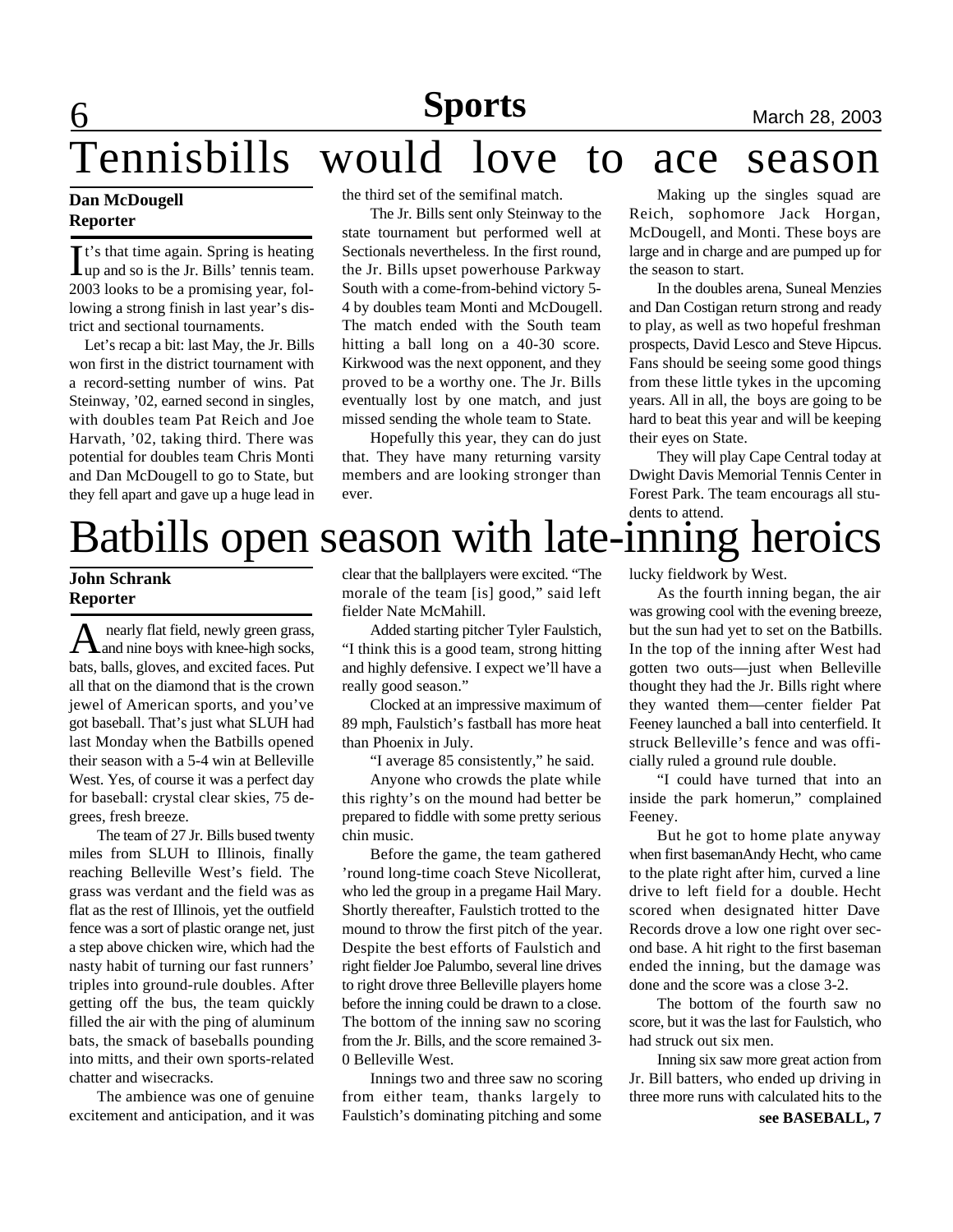# Tennisbills would love to ace season

**Dan McDougell**
**Reporter**

It's that time again. Spring is heating up and so is the Jr. Bills' tennis team. 2003 looks to be a promising year, following a strong finish in last year's district and sectional tournaments.

Let's recap a bit: last May, the Jr. Bills won first in the district tournament with a record-setting number of wins. Pat Steinway, '02, earned second in singles, with doubles team Pat Reich and Joe Harvath, '02, taking third. There was potential for doubles team Chris Monti and Dan McDougell to go to State, but they fell apart and gave up a huge lead in the third set of the semifinal match.

The Jr. Bills sent only Steinway to the state tournament but performed well at Sectionals nevertheless. In the first round, the Jr. Bills upset powerhouse Parkway South with a come-from-behind victory 5-4 by doubles team Monti and McDougell. The match ended with the South team hitting a ball long on a 40-30 score. Kirkwood was the next opponent, and they proved to be a worthy one. The Jr. Bills eventually lost by one match, and just missed sending the whole team to State.

Hopefully this year, they can do just that. They have many returning varsity members and are looking stronger than ever.

Making up the singles squad are Reich, sophomore Jack Horgan, McDougell, and Monti. These boys are large and in charge and are pumped up for the season to start.

In the doubles arena, Suneal Menzies and Dan Costigan return strong and ready to play, as well as two hopeful freshman prospects, David Lesco and Steve Hipcus. Fans should be seeing some good things from these little tykes in the upcoming years. All in all, the boys are going to be hard to beat this year and will be keeping their eyes on State.

They will play Cape Central today at Dwight Davis Memorial Tennis Center in Forest Park. The team encourags all students to attend.

# Batbills open season with late-inning heroics

**John Schrank**
**Reporter**

A nearly flat field, newly green grass, and nine boys with knee-high socks, bats, balls, gloves, and excited faces. Put all that on the diamond that is the crown jewel of American sports, and you've got baseball. That's just what SLUH had last Monday when the Batbills opened their season with a 5-4 win at Belleville West. Yes, of course it was a perfect day for baseball: crystal clear skies, 75 degrees, fresh breeze.

The team of 27 Jr. Bills bused twenty miles from SLUH to Illinois, finally reaching Belleville West's field. The grass was verdant and the field was as flat as the rest of Illinois, yet the outfield fence was a sort of plastic orange net, just a step above chicken wire, which had the nasty habit of turning our fast runners' triples into ground-rule doubles. After getting off the bus, the team quickly filled the air with the ping of aluminum bats, the smack of baseballs pounding into mitts, and their own sports-related chatter and wisecracks.

The ambience was one of genuine excitement and anticipation, and it was clear that the ballplayers were excited. "The morale of the team [is] good," said left fielder Nate McMahill.

Added starting pitcher Tyler Faulstich, "I think this is a good team, strong hitting and highly defensive. I expect we'll have a really good season."

Clocked at an impressive maximum of 89 mph, Faulstich's fastball has more heat than Phoenix in July.

"I average 85 consistently," he said.

Anyone who crowds the plate while this righty's on the mound had better be prepared to fiddle with some pretty serious chin music.

Before the game, the team gathered 'round long-time coach Steve Nicollerat, who led the group in a pregame Hail Mary. Shortly thereafter, Faulstich trotted to the mound to throw the first pitch of the year. Despite the best efforts of Faulstich and right fielder Joe Palumbo, several line drives to right drove three Belleville players home before the inning could be drawn to a close. The bottom of the inning saw no scoring from the Jr. Bills, and the score remained 3-0 Belleville West.

Innings two and three saw no scoring from either team, thanks largely to Faulstich's dominating pitching and some lucky fieldwork by West.

As the fourth inning began, the air was growing cool with the evening breeze, but the sun had yet to set on the Batbills. In the top of the inning after West had gotten two outs—just when Belleville thought they had the Jr. Bills right where they wanted them—center fielder Pat Feeney launched a ball into centerfield. It struck Belleville's fence and was officially ruled a ground rule double.

"I could have turned that into an inside the park homerun," complained Feeney.

But he got to home plate anyway when first basemanAndy Hecht, who came to the plate right after him, curved a line drive to left field for a double. Hecht scored when designated hitter Dave Records drove a low one right over second base. A hit right to the first baseman ended the inning, but the damage was done and the score was a close 3-2.

The bottom of the fourth saw no score, but it was the last for Faulstich, who had struck out six men.

Inning six saw more great action from Jr. Bill batters, who ended up driving in three more runs with calculated hits to the

**see BASEBALL, 7**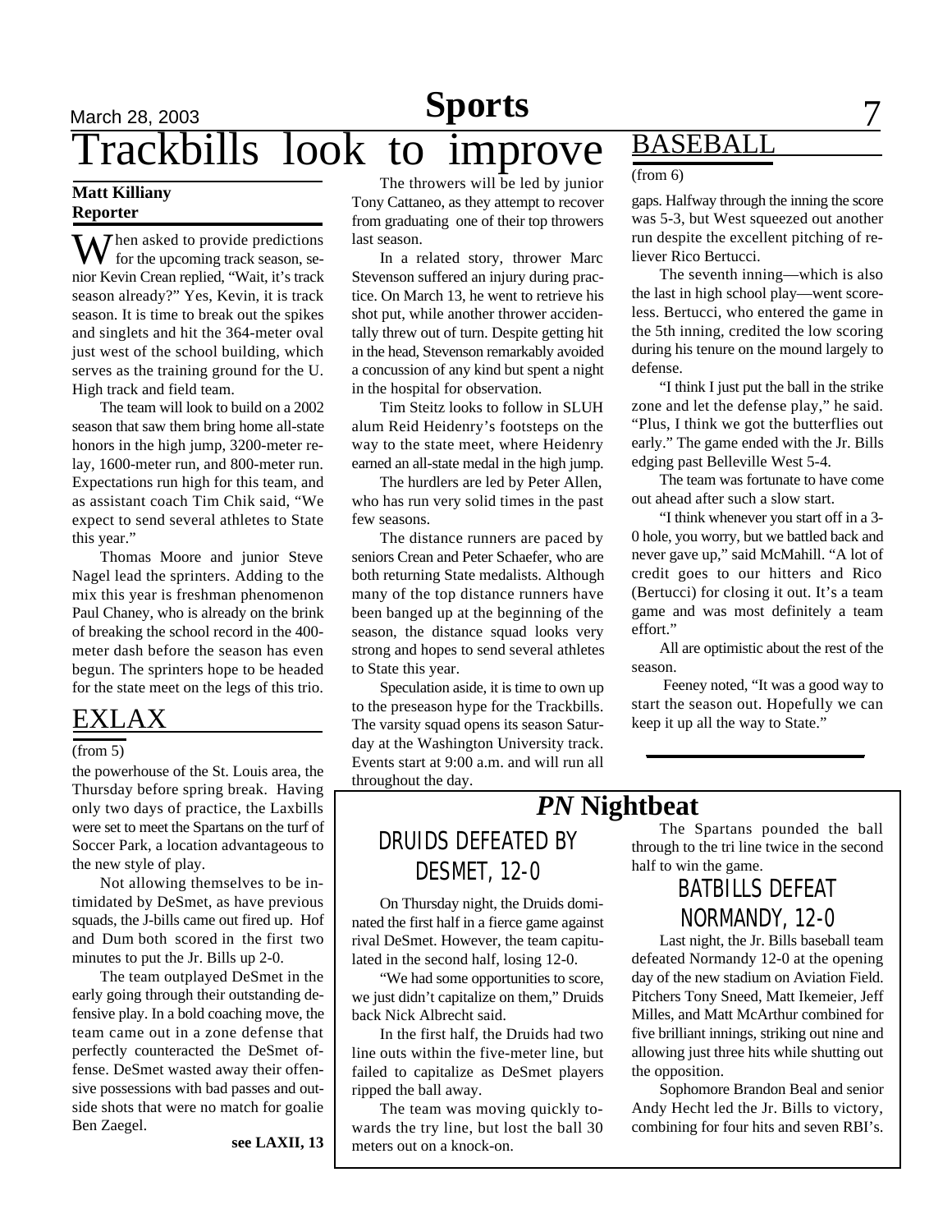# Trackbills look to improve

**Matt Killiany**
**Reporter**

When asked to provide predictions for the upcoming track season, senior Kevin Crean replied, "Wait, it's track season already?" Yes, Kevin, it is track season. It is time to break out the spikes and singlets and hit the 364-meter oval just west of the school building, which serves as the training ground for the U. High track and field team.

The team will look to build on a 2002 season that saw them bring home all-state honors in the high jump, 3200-meter relay, 1600-meter run, and 800-meter run. Expectations run high for this team, and as assistant coach Tim Chik said, "We expect to send several athletes to State this year."

Thomas Moore and junior Steve Nagel lead the sprinters. Adding to the mix this year is freshman phenomenon Paul Chaney, who is already on the brink of breaking the school record in the 400-meter dash before the season has even begun. The sprinters hope to be headed for the state meet on the legs of this trio.

The throwers will be led by junior Tony Cattaneo, as they attempt to recover from graduating one of their top throwers last season.

In a related story, thrower Marc Stevenson suffered an injury during practice. On March 13, he went to retrieve his shot put, while another thrower accidentally threw out of turn. Despite getting hit in the head, Stevenson remarkably avoided a concussion of any kind but spent a night in the hospital for observation.

Tim Steitz looks to follow in SLUH alum Reid Heidenry's footsteps on the way to the state meet, where Heidenry earned an all-state medal in the high jump.

The hurdlers are led by Peter Allen, who has run very solid times in the past few seasons.

The distance runners are paced by seniors Crean and Peter Schaefer, who are both returning State medalists. Although many of the top distance runners have been banged up at the beginning of the season, the distance squad looks very strong and hopes to send several athletes to State this year.

Speculation aside, it is time to own up to the preseason hype for the Trackbills. The varsity squad opens its season Saturday at the Washington University track. Events start at 9:00 a.m. and will run all throughout the day.

## EXLAX

(from 5)

the powerhouse of the St. Louis area, the Thursday before spring break. Having only two days of practice, the Laxbills were set to meet the Spartans on the turf of Soccer Park, a location advantageous to the new style of play.

Not allowing themselves to be intimidated by DeSmet, as have previous squads, the J-bills came out fired up. Hof and Dum both scored in the first two minutes to put the Jr. Bills up 2-0.

The team outplayed DeSmet in the early going through their outstanding defensive play. In a bold coaching move, the team came out in a zone defense that perfectly counteracted the DeSmet offense. DeSmet wasted away their offensive possessions with bad passes and outside shots that were no match for goalie Ben Zaegel.

**see LAXII, 13**

## BASEBALL

(from 6)

gaps. Halfway through the inning the score was 5-3, but West squeezed out another run despite the excellent pitching of reliever Rico Bertucci.

The seventh inning—which is also the last in high school play—went scoreless. Bertucci, who entered the game in the 5th inning, credited the low scoring during his tenure on the mound largely to defense.

"I think I just put the ball in the strike zone and let the defense play," he said. "Plus, I think we got the butterflies out early." The game ended with the Jr. Bills edging past Belleville West 5-4.

The team was fortunate to have come out ahead after such a slow start.

"I think whenever you start off in a 3-0 hole, you worry, but we battled back and never gave up," said McMahill. "A lot of credit goes to our hitters and Rico (Bertucci) for closing it out. It's a team game and was most definitely a team effort."

All are optimistic about the rest of the season.

Feeney noted, "It was a good way to start the season out. Hopefully we can keep it up all the way to State."

## *PN* Nightbeat

### DRUIDS DEFEATED BY DESMET, 12-0

On Thursday night, the Druids dominated the first half in a fierce game against rival DeSmet. However, the team capitulated in the second half, losing 12-0.

"We had some opportunities to score, we just didn't capitalize on them," Druids back Nick Albrecht said.

In the first half, the Druids had two line outs within the five-meter line, but failed to capitalize as DeSmet players ripped the ball away.

The team was moving quickly towards the try line, but lost the ball 30 meters out on a knock-on.

The Spartans pounded the ball through to the tri line twice in the second half to win the game.

### BATBILLS DEFEAT NORMANDY, 12-0

Last night, the Jr. Bills baseball team defeated Normandy 12-0 at the opening day of the new stadium on Aviation Field. Pitchers Tony Sneed, Matt Ikemeier, Jeff Milles, and Matt McArthur combined for five brilliant innings, striking out nine and allowing just three hits while shutting out the opposition.

Sophomore Brandon Beal and senior Andy Hecht led the Jr. Bills to victory, combining for four hits and seven RBI's.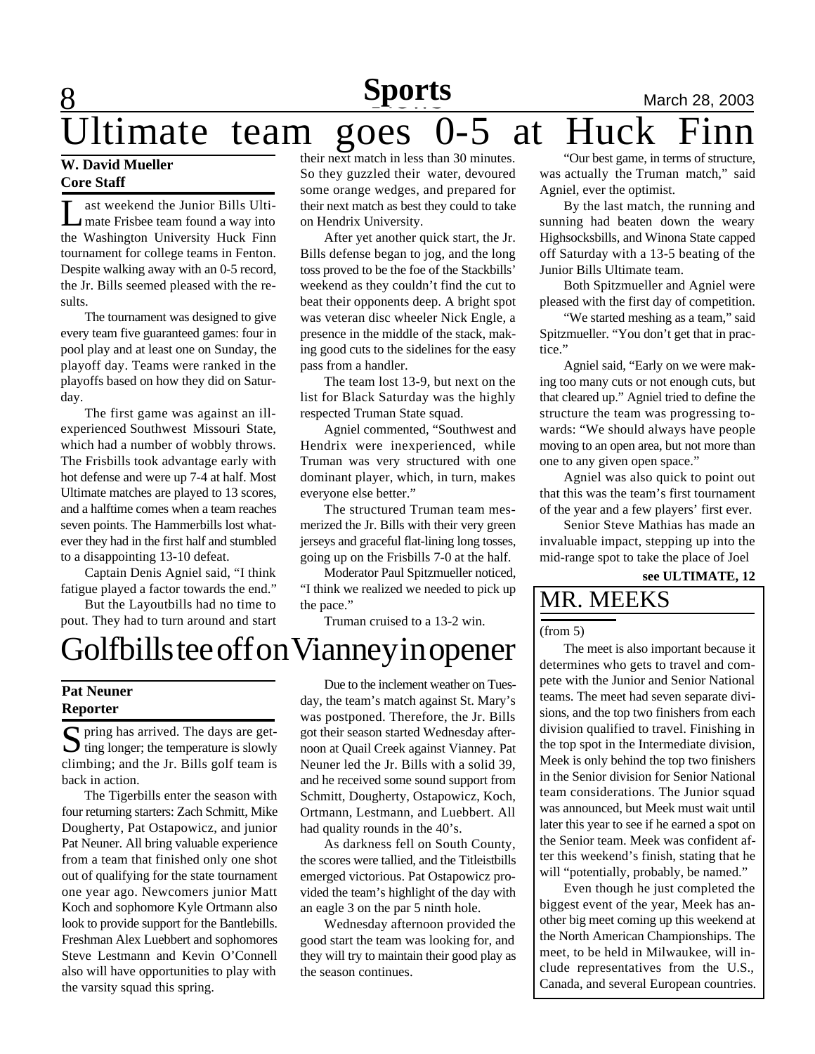# Ultimate team goes 0-5 at Huck Finn

**W. David Mueller**
**Core Staff**

Last weekend the Junior Bills Ultimate Frisbee team found a way into the Washington University Huck Finn tournament for college teams in Fenton. Despite walking away with an 0-5 record, the Jr. Bills seemed pleased with the results.

The tournament was designed to give every team five guaranteed games: four in pool play and at least one on Sunday, the playoff day. Teams were ranked in the playoffs based on how they did on Saturday.

The first game was against an ill-experienced Southwest Missouri State, which had a number of wobbly throws. The Frisbills took advantage early with hot defense and were up 7-4 at half. Most Ultimate matches are played to 13 scores, and a halftime comes when a team reaches seven points. The Hammerbills lost whatever they had in the first half and stumbled to a disappointing 13-10 defeat.

Captain Denis Agniel said, "I think fatigue played a factor towards the end."

But the Layoutbills had no time to pout. They had to turn around and start their next match in less than 30 minutes. So they guzzled their water, devoured some orange wedges, and prepared for their next match as best they could to take on Hendrix University.

After yet another quick start, the Jr. Bills defense began to jog, and the long toss proved to be the foe of the Stackbills' weekend as they couldn't find the cut to beat their opponents deep. A bright spot was veteran disc wheeler Nick Engle, a presence in the middle of the stack, making good cuts to the sidelines for the easy pass from a handler.

The team lost 13-9, but next on the list for Black Saturday was the highly respected Truman State squad.

Agniel commented, "Southwest and Hendrix were inexperienced, while Truman was very structured with one dominant player, which, in turn, makes everyone else better."

The structured Truman team mesmerized the Jr. Bills with their very green jerseys and graceful flat-lining long tosses, going up on the Frisbills 7-0 at the half.

Moderator Paul Spitzmueller noticed, "I think we realized we needed to pick up the pace."

Truman cruised to a 13-2 win.

"Our best game, in terms of structure, was actually the Truman match," said Agniel, ever the optimist.

By the last match, the running and sunning had beaten down the weary Highsocksbills, and Winona State capped off Saturday with a 13-5 beating of the Junior Bills Ultimate team.

Both Spitzmueller and Agniel were pleased with the first day of competition.

"We started meshing as a team," said Spitzmueller. "You don't get that in practice."

Agniel said, "Early on we were making too many cuts or not enough cuts, but that cleared up." Agniel tried to define the structure the team was progressing towards: "We should always have people moving to an open area, but not more than one to any given open space."

Agniel was also quick to point out that this was the team's first tournament of the year and a few players' first ever.

Senior Steve Mathias has made an invaluable impact, stepping up into the mid-range spot to take the place of Joel

**see ULTIMATE, 12**

# Golfbills tee off on Vianney in opener

**Pat Neuner**
**Reporter**

Spring has arrived. The days are getting longer; the temperature is slowly climbing; and the Jr. Bills golf team is back in action.

The Tigerbills enter the season with four returning starters: Zach Schmitt, Mike Dougherty, Pat Ostapowicz, and junior Pat Neuner. All bring valuable experience from a team that finished only one shot out of qualifying for the state tournament one year ago. Newcomers junior Matt Koch and sophomore Kyle Ortmann also look to provide support for the Bantlebills. Freshman Alex Luebbert and sophomores Steve Lestmann and Kevin O'Connell also will have opportunities to play with the varsity squad this spring.

Due to the inclement weather on Tuesday, the team's match against St. Mary's was postponed. Therefore, the Jr. Bills got their season started Wednesday afternoon at Quail Creek against Vianney. Pat Neuner led the Jr. Bills with a solid 39, and he received some sound support from Schmitt, Dougherty, Ostapowicz, Koch, Ortmann, Lestmann, and Luebbert. All had quality rounds in the 40's.

As darkness fell on South County, the scores were tallied, and the Titleistbills emerged victorious. Pat Ostapowicz provided the team's highlight of the day with an eagle 3 on the par 5 ninth hole.

Wednesday afternoon provided the good start the team was looking for, and they will try to maintain their good play as the season continues.

## MR. MEEKS

(from 5)

The meet is also important because it determines who gets to travel and compete with the Junior and Senior National teams. The meet had seven separate divisions, and the top two finishers from each division qualified to travel. Finishing in the top spot in the Intermediate division, Meek is only behind the top two finishers in the Senior division for Senior National team considerations. The Junior squad was announced, but Meek must wait until later this year to see if he earned a spot on the Senior team. Meek was confident after this weekend's finish, stating that he will "potentially, probably, be named."

Even though he just completed the biggest event of the year, Meek has another big meet coming up this weekend at the North American Championships. The meet, to be held in Milwaukee, will include representatives from the U.S., Canada, and several European countries.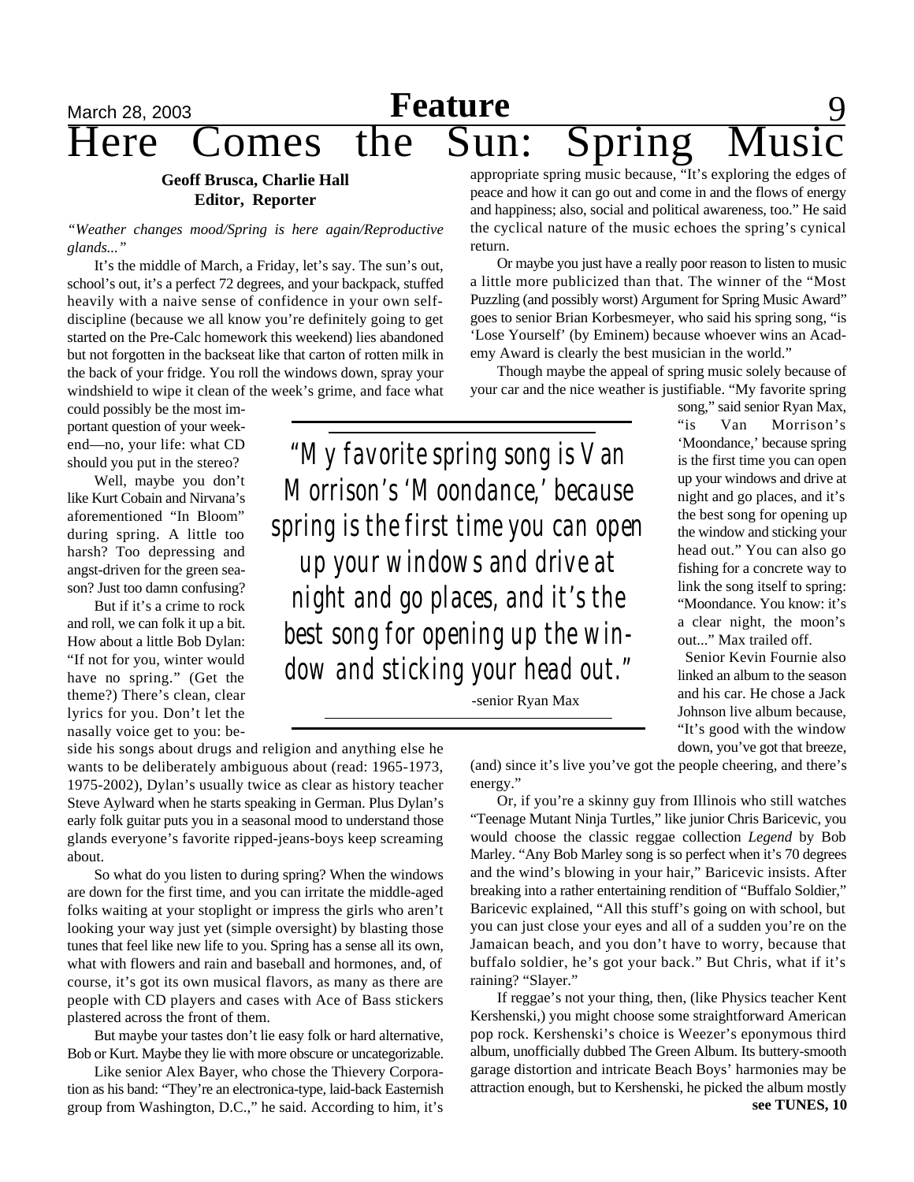# Here Comes the Sun: Spring Music

**Geoff Brusca, Charlie Hall**
**Editor, Reporter**

*"Weather changes mood/Spring is here again/Reproductive glands..."*

It's the middle of March, a Friday, let's say. The sun's out, school's out, it's a perfect 72 degrees, and your backpack, stuffed heavily with a naive sense of confidence in your own self-discipline (because we all know you're definitely going to get started on the Pre-Calc homework this weekend) lies abandoned but not forgotten in the backseat like that carton of rotten milk in the back of your fridge. You roll the windows down, spray your windshield to wipe it clean of the week's grime, and face what could possibly be the most important question of your weekend—no, your life: what CD should you put in the stereo?

Well, maybe you don't like Kurt Cobain and Nirvana's aforementioned "In Bloom" during spring. A little too harsh? Too depressing and angst-driven for the green season? Just too damn confusing?

But if it's a crime to rock and roll, we can folk it up a bit. How about a little Bob Dylan: "If not for you, winter would have no spring." (Get the theme?) There's clean, clear lyrics for you. Don't let the nasally voice get to you: beside his songs about drugs and religion and anything else he wants to be deliberately ambiguous about (read: 1965-1973, 1975-2002), Dylan's usually twice as clear as history teacher Steve Aylward when he starts speaking in German. Plus Dylan's early folk guitar puts you in a seasonal mood to understand those glands everyone's favorite ripped-jeans-boys keep screaming about.

So what do you listen to during spring? When the windows are down for the first time, and you can irritate the middle-aged folks waiting at your stoplight or impress the girls who aren't looking your way just yet (simple oversight) by blasting those tunes that feel like new life to you. Spring has a sense all its own, what with flowers and rain and baseball and hormones, and, of course, it's got its own musical flavors, as many as there are people with CD players and cases with Ace of Bass stickers plastered across the front of them.

But maybe your tastes don't lie easy folk or hard alternative, Bob or Kurt. Maybe they lie with more obscure or uncategorizable.

Like senior Alex Bayer, who chose the Thievery Corporation as his band: "They're an electronica-type, laid-back Easternish group from Washington, D.C.," he said. According to him, it's appropriate spring music because, "It's exploring the edges of peace and how it can go out and come in and the flows of energy and happiness; also, social and political awareness, too." He said the cyclical nature of the music echoes the spring's cynical return.

Or maybe you just have a really poor reason to listen to music a little more publicized than that. The winner of the "Most Puzzling (and possibly worst) Argument for Spring Music Award" goes to senior Brian Korbesmeyer, who said his spring song, "is 'Lose Yourself' (by Eminem) because whoever wins an Academy Award is clearly the best musician in the world."

Though maybe the appeal of spring music solely because of your car and the nice weather is justifiable. "My favorite spring song," said senior Ryan Max, "is Van Morrison's 'Moondance,' because spring is the first time you can open up your windows and drive at night and go places, and it's the best song for opening up the window and sticking your head out." You can also go fishing for a concrete way to link the song itself to spring: "Moondance. You know: it's a clear night, the moon's out..." Max trailed off.

> "My favorite spring song is Van Morrison's 'Moondance,' because spring is the first time you can open up your windows and drive at night and go places, and it's the best song for opening up the window and sticking your head out."
>
> -senior Ryan Max

Senior Kevin Fournie also linked an album to the season and his car. He chose a Jack Johnson live album because, "It's good with the window down, you've got that breeze, (and) since it's live you've got the people cheering, and there's energy."

Or, if you're a skinny guy from Illinois who still watches "Teenage Mutant Ninja Turtles," like junior Chris Baricevic, you would choose the classic reggae collection *Legend* by Bob Marley. "Any Bob Marley song is so perfect when it's 70 degrees and the wind's blowing in your hair," Baricevic insists. After breaking into a rather entertaining rendition of "Buffalo Soldier," Baricevic explained, "All this stuff's going on with school, but you can just close your eyes and all of a sudden you're on the Jamaican beach, and you don't have to worry, because that buffalo soldier, he's got your back." But Chris, what if it's raining? "Slayer."

If reggae's not your thing, then, (like Physics teacher Kent Kershenski,) you might choose some straightforward American pop rock. Kershenski's choice is Weezer's eponymous third album, unofficially dubbed The Green Album. Its buttery-smooth garage distortion and intricate Beach Boys' harmonies may be attraction enough, but to Kershenski, he picked the album mostly

**see TUNES, 10**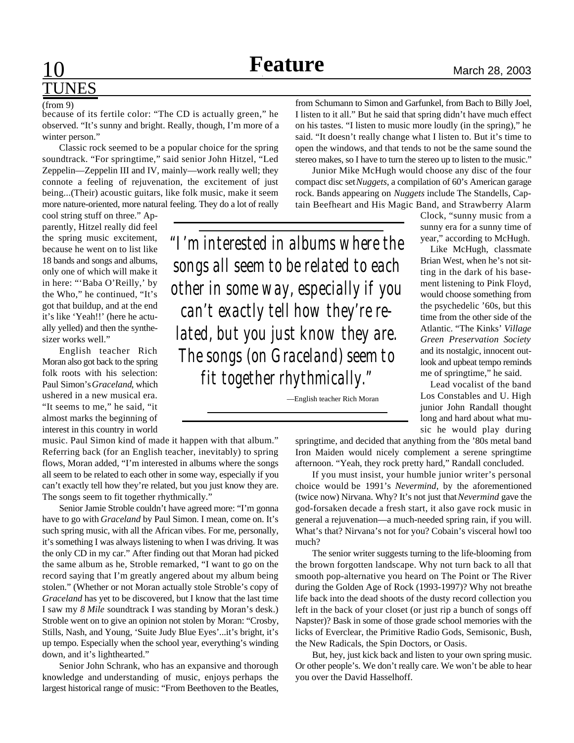# TUNES

(from 9)

because of its fertile color: "The CD is actually green," he observed. "It's sunny and bright. Really, though, I'm more of a winter person."

Classic rock seemed to be a popular choice for the spring soundtrack. "For springtime," said senior John Hitzel, "Led Zeppelin—Zeppelin III and IV, mainly—work really well; they connote a feeling of rejuvenation, the excitement of just being...(Their) acoustic guitars, like folk music, make it seem more nature-oriented, more natural feeling. They do a lot of really cool string stuff on three." Apparently, Hitzel really did feel the spring music excitement, because he went on to list like 18 bands and songs and albums, only one of which will make it in here: "'Baba O'Reilly,' by the Who," he continued, "It's got that buildup, and at the end it's like 'Yeah!!' (here he actually yelled) and then the synthesizer works well."

English teacher Rich Moran also got back to the spring folk roots with his selection: Paul Simon's *Graceland*, which ushered in a new musical era. "It seems to me," he said, "it almost marks the beginning of interest in this country in world music. Paul Simon kind of made it happen with that album." Referring back (for an English teacher, inevitably) to spring flows, Moran added, "I'm interested in albums where the songs all seem to be related to each other in some way, especially if you can't exactly tell how they're related, but you just know they are. The songs seem to fit together rhythmically."

> "I'm interested in albums where the songs all seem to be related to each other in some way, especially if you can't exactly tell how they're related, but you just know they are. The songs (on Graceland) seem to fit together rhythmically."
>
> —English teacher Rich Moran

Senior Jamie Stroble couldn't have agreed more: "I'm gonna have to go with *Graceland* by Paul Simon. I mean, come on. It's such spring music, with all the African vibes. For me, personally, it's something I was always listening to when I was driving. It was the only CD in my car." After finding out that Moran had picked the same album as he, Stroble remarked, "I want to go on the record saying that I'm greatly angered about my album being stolen." (Whether or not Moran actually stole Stroble's copy of *Graceland* has yet to be discovered, but I know that the last time I saw my *8 Mile* soundtrack I was standing by Moran's desk.) Stroble went on to give an opinion not stolen by Moran: "Crosby, Stills, Nash, and Young, 'Suite Judy Blue Eyes'...it's bright, it's up tempo. Especially when the school year, everything's winding down, and it's lighthearted."

Senior John Schrank, who has an expansive and thorough knowledge and understanding of music, enjoys perhaps the largest historical range of music: "From Beethoven to the Beatles, from Schumann to Simon and Garfunkel, from Bach to Billy Joel, I listen to it all." But he said that spring didn't have much effect on his tastes. "I listen to music more loudly (in the spring)," he said. "It doesn't really change what I listen to. But it's time to open the windows, and that tends to not be the same sound the stereo makes, so I have to turn the stereo up to listen to the music."

Junior Mike McHugh would choose any disc of the four compact disc set *Nuggets*, a compilation of 60's American garage rock. Bands appearing on *Nuggets* include The Standells, Captain Beefheart and His Magic Band, and Strawberry Alarm Clock, "sunny music from a sunny era for a sunny time of year," according to McHugh.

Like McHugh, classmate Brian West, when he's not sitting in the dark of his basement listening to Pink Floyd, would choose something from the psychedelic '60s, but this time from the other side of the Atlantic. "The Kinks' *Village Green Preservation Society* and its nostalgic, innocent outlook and upbeat tempo reminds me of springtime," he said.

Lead vocalist of the band Los Constables and U. High junior John Randall thought long and hard about what music he would play during springtime, and decided that anything from the '80s metal band Iron Maiden would nicely complement a serene springtime afternoon. "Yeah, they rock pretty hard," Randall concluded.

If you must insist, your humble junior writer's personal choice would be 1991's *Nevermind*, by the aforementioned (twice now) Nirvana. Why? It's not just that *Nevermind* gave the god-forsaken decade a fresh start, it also gave rock music in general a rejuvenation—a much-needed spring rain, if you will. What's that? Nirvana's not for you? Cobain's visceral howl too much?

The senior writer suggests turning to the life-blooming from the brown forgotten landscape. Why not turn back to all that smooth pop-alternative you heard on The Point or The River during the Golden Age of Rock (1993-1997)? Why not breathe life back into the dead shoots of the dusty record collection you left in the back of your closet (or just rip a bunch of songs off Napster)? Bask in some of those grade school memories with the licks of Everclear, the Primitive Radio Gods, Semisonic, Bush, the New Radicals, the Spin Doctors, or Oasis.

But, hey, just kick back and listen to your own spring music. Or other people's. We don't really care. We won't be able to hear you over the David Hasselhoff.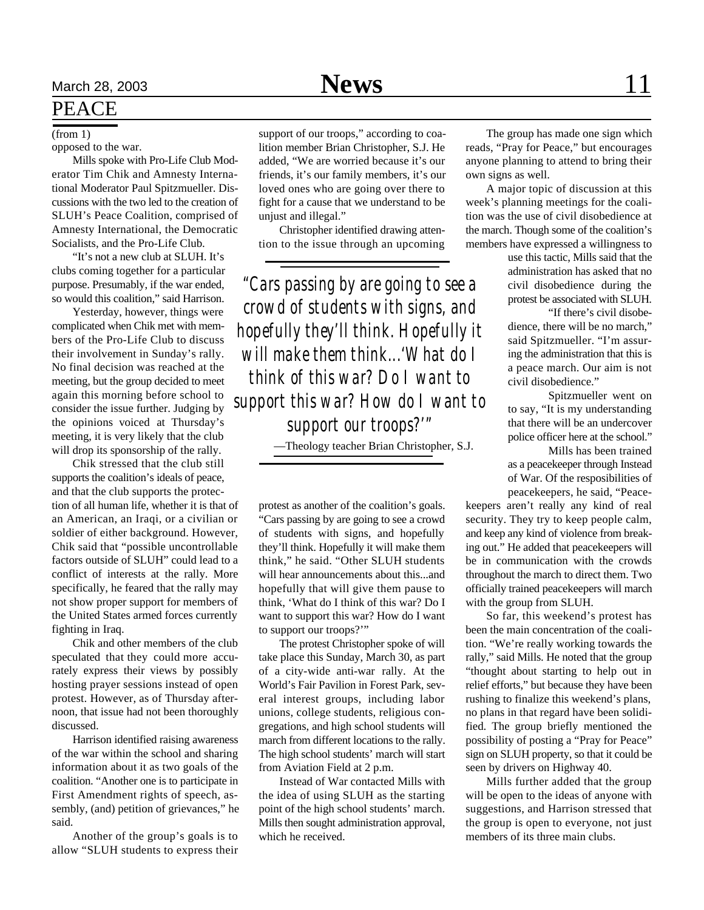# PEACE

(from 1)

opposed to the war.

Mills spoke with Pro-Life Club Moderator Tim Chik and Amnesty International Moderator Paul Spitzmueller. Discussions with the two led to the creation of SLUH's Peace Coalition, comprised of Amnesty International, the Democratic Socialists, and the Pro-Life Club.

"It's not a new club at SLUH. It's clubs coming together for a particular purpose. Presumably, if the war ended, so would this coalition," said Harrison.

Yesterday, however, things were complicated when Chik met with members of the Pro-Life Club to discuss their involvement in Sunday's rally. No final decision was reached at the meeting, but the group decided to meet again this morning before school to consider the issue further. Judging by the opinions voiced at Thursday's meeting, it is very likely that the club will drop its sponsorship of the rally.

Chik stressed that the club still supports the coalition's ideals of peace, and that the club supports the protection of all human life, whether it is that of an American, an Iraqi, or a civilian or soldier of either background. However, Chik said that "possible uncontrollable factors outside of SLUH" could lead to a conflict of interests at the rally. More specifically, he feared that the rally may not show proper support for members of the United States armed forces currently fighting in Iraq.

Chik and other members of the club speculated that they could more accurately express their views by possibly hosting prayer sessions instead of open protest. However, as of Thursday afternoon, that issue had not been thoroughly discussed.

Harrison identified raising awareness of the war within the school and sharing information about it as two goals of the coalition. "Another one is to participate in First Amendment rights of speech, assembly, (and) petition of grievances," he said.

Another of the group's goals is to allow "SLUH students to express their support of our troops," according to coalition member Brian Christopher, S.J. He added, "We are worried because it's our friends, it's our family members, it's our loved ones who are going over there to fight for a cause that we understand to be unjust and illegal."

Christopher identified drawing attention to the issue through an upcoming protest as another of the coalition's goals. "Cars passing by are going to see a crowd of students with signs, and hopefully they'll think. Hopefully it will make them think," he said. "Other SLUH students will hear announcements about this...and hopefully that will give them pause to think, 'What do I think of this war? Do I want to support this war? How do I want to support our troops?'"

> *"Cars passing by are going to see a crowd of students with signs, and hopefully they'll think. Hopefully it will make them think...'What do I think of this war? Do I want to support this war? How do I want to support our troops?'"*
>
> —Theology teacher Brian Christopher, S.J.

The protest Christopher spoke of will take place this Sunday, March 30, as part of a city-wide anti-war rally. At the World's Fair Pavilion in Forest Park, several interest groups, including labor unions, college students, religious congregations, and high school students will march from different locations to the rally. The high school students' march will start from Aviation Field at 2 p.m.

Instead of War contacted Mills with the idea of using SLUH as the starting point of the high school students' march. Mills then sought administration approval, which he received.

The group has made one sign which reads, "Pray for Peace," but encourages anyone planning to attend to bring their own signs as well.

A major topic of discussion at this week's planning meetings for the coalition was the use of civil disobedience at the march. Though some of the coalition's members have expressed a willingness to use this tactic, Mills said that the administration has asked that no civil disobedience during the protest be associated with SLUH.

"If there's civil disobedience, there will be no march," said Spitzmueller. "I'm assuring the administration that this is a peace march. Our aim is not civil disobedience."

Spitzmueller went on to say, "It is my understanding that there will be an undercover police officer here at the school."

Mills has been trained as a peacekeeper through Instead of War. Of the resposibilities of peacekeepers, he said, "Peacekeepers aren't really any kind of real security. They try to keep people calm, and keep any kind of violence from breaking out." He added that peacekeepers will be in communication with the crowds throughout the march to direct them. Two officially trained peacekeepers will march with the group from SLUH.

So far, this weekend's protest has been the main concentration of the coalition. "We're really working towards the rally," said Mills. He noted that the group "thought about starting to help out in relief efforts," but because they have been rushing to finalize this weekend's plans, no plans in that regard have been solidified. The group briefly mentioned the possibility of posting a "Pray for Peace" sign on SLUH property, so that it could be seen by drivers on Highway 40.

Mills further added that the group will be open to the ideas of anyone with suggestions, and Harrison stressed that the group is open to everyone, not just members of its three main clubs.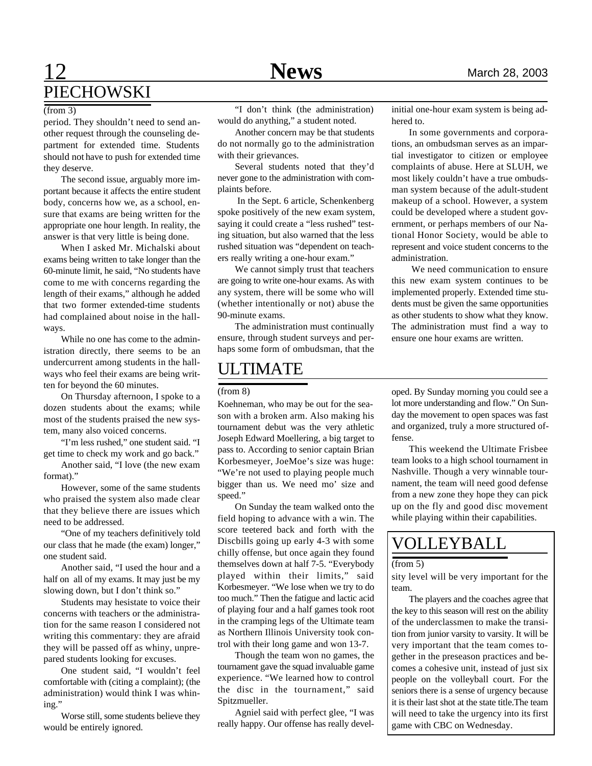## PIECHOWSKI

(from 3)

period. They shouldn't need to send another request through the counseling department for extended time. Students should not have to push for extended time they deserve.

The second issue, arguably more important because it affects the entire student body, concerns how we, as a school, ensure that exams are being written for the appropriate one hour length. In reality, the answer is that very little is being done.

When I asked Mr. Michalski about exams being written to take longer than the 60-minute limit, he said, "No students have come to me with concerns regarding the length of their exams," although he added that two former extended-time students had complained about noise in the hallways.

While no one has come to the administration directly, there seems to be an undercurrent among students in the hallways who feel their exams are being written for beyond the 60 minutes.

On Thursday afternoon, I spoke to a dozen students about the exams; while most of the students praised the new system, many also voiced concerns.

"I'm less rushed," one student said. "I get time to check my work and go back."

Another said, "I love (the new exam format)."

However, some of the same students who praised the system also made clear that they believe there are issues which need to be addressed.

"One of my teachers definitively told our class that he made (the exam) longer," one student said.

Another said, "I used the hour and a half on all of my exams. It may just be my slowing down, but I don't think so."

Students may hesitate to voice their concerns with teachers or the administration for the same reason I considered not writing this commentary: they are afraid they will be passed off as whiny, unprepared students looking for excuses.

One student said, "I wouldn't feel comfortable with (citing a complaint); (the administration) would think I was whining."

Worse still, some students believe they would be entirely ignored.

"I don't think (the administration) would do anything," a student noted.

Another concern may be that students do not normally go to the administration with their grievances.

Several students noted that they'd never gone to the administration with complaints before.

In the Sept. 6 article, Schenkenberg spoke positively of the new exam system, saying it could create a "less rushed" testing situation, but also warned that the less rushed situation was "dependent on teachers really writing a one-hour exam."

We cannot simply trust that teachers are going to write one-hour exams. As with any system, there will be some who will (whether intentionally or not) abuse the 90-minute exams.

The administration must continually ensure, through student surveys and perhaps some form of ombudsman, that the initial one-hour exam system is being adhered to.

In some governments and corporations, an ombudsman serves as an impartial investigator to citizen or employee complaints of abuse. Here at SLUH, we most likely couldn't have a true ombudsman system because of the adult-student makeup of a school. However, a system could be developed where a student government, or perhaps members of our National Honor Society, would be able to represent and voice student concerns to the administration.

We need communication to ensure this new exam system continues to be implemented properly. Extended time students must be given the same opportunities as other students to show what they know. The administration must find a way to ensure one hour exams are written.

## ULTIMATE

(from 8)

Koehneman, who may be out for the season with a broken arm. Also making his tournament debut was the very athletic Joseph Edward Moellering, a big target to pass to. According to senior captain Brian Korbesmeyer, JoeMoe's size was huge: "We're not used to playing people much bigger than us. We need mo' size and speed."

On Sunday the team walked onto the field hoping to advance with a win. The score teetered back and forth with the Discbills going up early 4-3 with some chilly offense, but once again they found themselves down at half 7-5. "Everybody played within their limits," said Korbesmeyer. "We lose when we try to do too much." Then the fatigue and lactic acid of playing four and a half games took root in the cramping legs of the Ultimate team as Northern Illinois University took control with their long game and won 13-7.

Though the team won no games, the tournament gave the squad invaluable game experience. "We learned how to control the disc in the tournament," said Spitzmueller.

Agniel said with perfect glee, "I was really happy. Our offense has really developed. By Sunday morning you could see a lot more understanding and flow." On Sunday the movement to open spaces was fast and organized, truly a more structured offense.

This weekend the Ultimate Frisbee team looks to a high school tournament in Nashville. Though a very winnable tournament, the team will need good defense from a new zone they hope they can pick up on the fly and good disc movement while playing within their capabilities.

## VOLLEYBALL

(from 5)

sity level will be very important for the team.

The players and the coaches agree that the key to this season will rest on the ability of the underclassmen to make the transition from junior varsity to varsity. It will be very important that the team comes together in the preseason practices and becomes a cohesive unit, instead of just six people on the volleyball court. For the seniors there is a sense of urgency because it is their last shot at the state title.The team will need to take the urgency into its first game with CBC on Wednesday.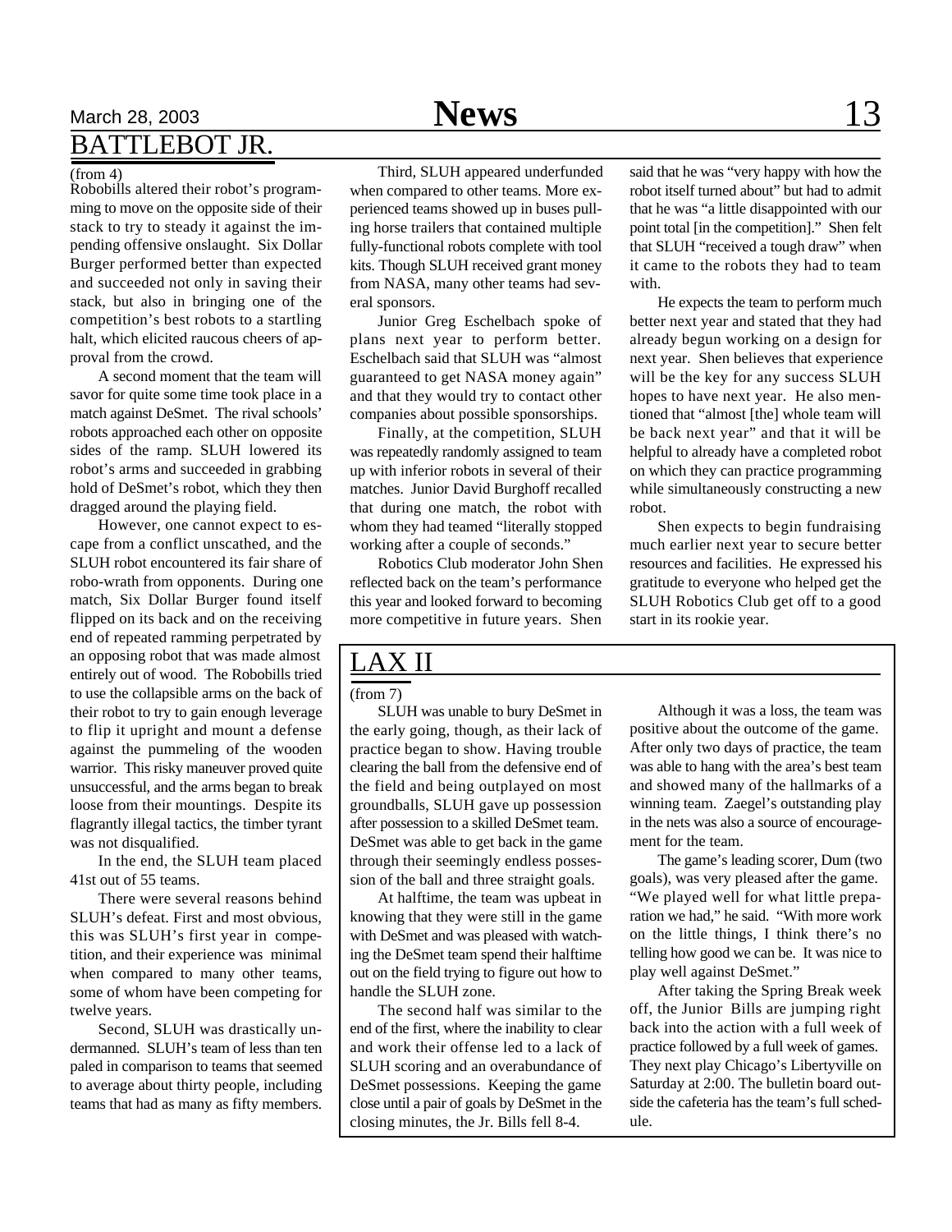## BATTLEBOT JR.

(from 4)

Robobills altered their robot's programming to move on the opposite side of their stack to try to steady it against the impending offensive onslaught. Six Dollar Burger performed better than expected and succeeded not only in saving their stack, but also in bringing one of the competition's best robots to a startling halt, which elicited raucous cheers of approval from the crowd.

A second moment that the team will savor for quite some time took place in a match against DeSmet. The rival schools' robots approached each other on opposite sides of the ramp. SLUH lowered its robot's arms and succeeded in grabbing hold of DeSmet's robot, which they then dragged around the playing field.

However, one cannot expect to escape from a conflict unscathed, and the SLUH robot encountered its fair share of robo-wrath from opponents. During one match, Six Dollar Burger found itself flipped on its back and on the receiving end of repeated ramming perpetrated by an opposing robot that was made almost entirely out of wood. The Robobills tried to use the collapsible arms on the back of their robot to try to gain enough leverage to flip it upright and mount a defense against the pummeling of the wooden warrior. This risky maneuver proved quite unsuccessful, and the arms began to break loose from their mountings. Despite its flagrantly illegal tactics, the timber tyrant was not disqualified.

In the end, the SLUH team placed 41st out of 55 teams.

There were several reasons behind SLUH's defeat. First and most obvious, this was SLUH's first year in competition, and their experience was minimal when compared to many other teams, some of whom have been competing for twelve years.

Second, SLUH was drastically undermanned. SLUH's team of less than ten paled in comparison to teams that seemed to average about thirty people, including teams that had as many as fifty members.

Third, SLUH appeared underfunded when compared to other teams. More experienced teams showed up in buses pulling horse trailers that contained multiple fully-functional robots complete with tool kits. Though SLUH received grant money from NASA, many other teams had several sponsors.

Junior Greg Eschelbach spoke of plans next year to perform better. Eschelbach said that SLUH was "almost guaranteed to get NASA money again" and that they would try to contact other companies about possible sponsorships.

Finally, at the competition, SLUH was repeatedly randomly assigned to team up with inferior robots in several of their matches. Junior David Burghoff recalled that during one match, the robot with whom they had teamed "literally stopped working after a couple of seconds."

Robotics Club moderator John Shen reflected back on the team's performance this year and looked forward to becoming more competitive in future years. Shen said that he was "very happy with how the robot itself turned about" but had to admit that he was "a little disappointed with our point total [in the competition]." Shen felt that SLUH "received a tough draw" when it came to the robots they had to team with.

He expects the team to perform much better next year and stated that they had already begun working on a design for next year. Shen believes that experience will be the key for any success SLUH hopes to have next year. He also mentioned that "almost [the] whole team will be back next year" and that it will be helpful to already have a completed robot on which they can practice programming while simultaneously constructing a new robot.

Shen expects to begin fundraising much earlier next year to secure better resources and facilities. He expressed his gratitude to everyone who helped get the SLUH Robotics Club get off to a good start in its rookie year.

## LAX II

(from 7)

SLUH was unable to bury DeSmet in the early going, though, as their lack of practice began to show. Having trouble clearing the ball from the defensive end of the field and being outplayed on most groundballs, SLUH gave up possession after possession to a skilled DeSmet team. DeSmet was able to get back in the game through their seemingly endless possession of the ball and three straight goals.

At halftime, the team was upbeat in knowing that they were still in the game with DeSmet and was pleased with watching the DeSmet team spend their halftime out on the field trying to figure out how to handle the SLUH zone.

The second half was similar to the end of the first, where the inability to clear and work their offense led to a lack of SLUH scoring and an overabundance of DeSmet possessions. Keeping the game close until a pair of goals by DeSmet in the closing minutes, the Jr. Bills fell 8-4.

Although it was a loss, the team was positive about the outcome of the game. After only two days of practice, the team was able to hang with the area's best team and showed many of the hallmarks of a winning team. Zaegel's outstanding play in the nets was also a source of encouragement for the team.

The game's leading scorer, Dum (two goals), was very pleased after the game. "We played well for what little preparation we had," he said. "With more work on the little things, I think there's no telling how good we can be. It was nice to play well against DeSmet."

After taking the Spring Break week off, the Junior Bills are jumping right back into the action with a full week of practice followed by a full week of games. They next play Chicago's Libertyville on Saturday at 2:00. The bulletin board outside the cafeteria has the team's full schedule.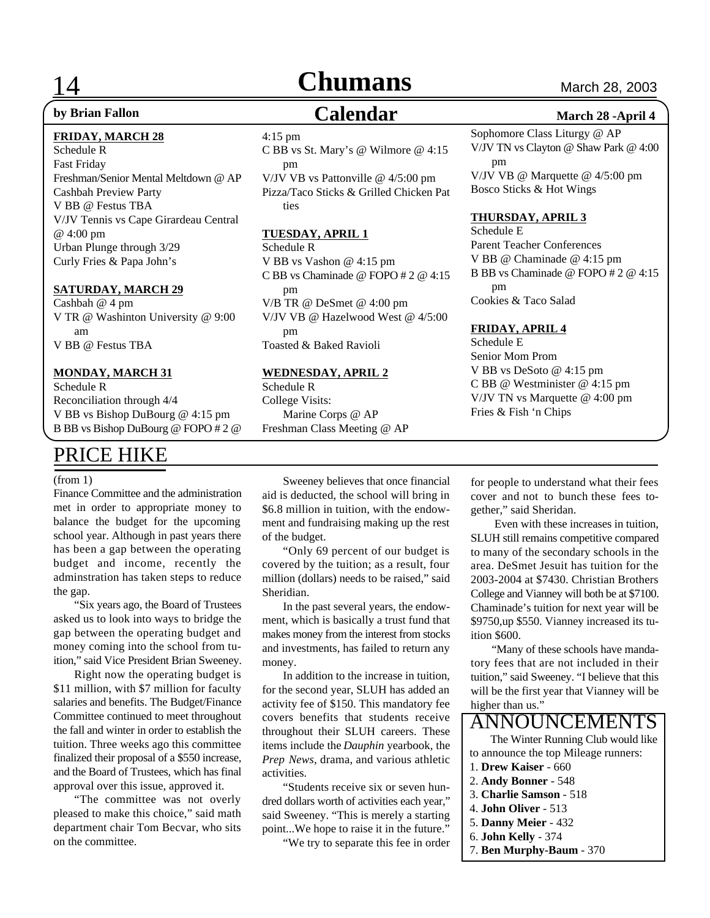# Chumans

## Calendar

by Brian Fallon

March 28 -April 4

**FRIDAY, MARCH 28**
Schedule R
Fast Friday
Freshman/Senior Mental Meltdown @ AP
Cashbah Preview Party
V BB @ Festus TBA
V/JV Tennis vs Cape Girardeau Central @ 4:00 pm
Urban Plunge through 3/29
Curly Fries & Papa John's

**SATURDAY, MARCH 29**
Cashbah @ 4 pm
V TR @ Washinton University @ 9:00 am
V BB @ Festus TBA

**MONDAY, MARCH 31**
Schedule R
Reconciliation through 4/4
V BB vs Bishop DuBourg @ 4:15 pm
B BB vs Bishop DuBourg @ FOPO # 2 @ 4:15 pm
C BB vs St. Mary's @ Wilmore @ 4:15 pm
V/JV VB vs Pattonville @ 4/5:00 pm
Pizza/Taco Sticks & Grilled Chicken Patties

**TUESDAY, APRIL 1**
Schedule R
V BB vs Vashon @ 4:15 pm
C BB vs Chaminade @ FOPO # 2 @ 4:15 pm
V/B TR @ DeSmet @ 4:00 pm
V/JV VB @ Hazelwood West @ 4/5:00 pm
Toasted & Baked Ravioli

**WEDNESDAY, APRIL 2**
Schedule R
College Visits:
Marine Corps @ AP
Freshman Class Meeting @ AP
Sophomore Class Liturgy @ AP
V/JV TN vs Clayton @ Shaw Park @ 4:00 pm
V/JV VB @ Marquette @ 4/5:00 pm
Bosco Sticks & Hot Wings

**THURSDAY, APRIL 3**
Schedule E
Parent Teacher Conferences
V BB @ Chaminade @ 4:15 pm
B BB vs Chaminade @ FOPO # 2 @ 4:15 pm
Cookies & Taco Salad

**FRIDAY, APRIL 4**
Schedule E
Senior Mom Prom
V BB vs DeSoto @ 4:15 pm
C BB @ Westminister @ 4:15 pm
V/JV TN vs Marquette @ 4:00 pm
Fries & Fish 'n Chips

## PRICE HIKE

(from 1)

Finance Committee and the administration met in order to appropriate money to balance the budget for the upcoming school year. Although in past years there has been a gap between the operating budget and income, recently the adminstration has taken steps to reduce the gap.

"Six years ago, the Board of Trustees asked us to look into ways to bridge the gap between the operating budget and money coming into the school from tuition," said Vice President Brian Sweeney.

Right now the operating budget is $11 million, with $7 million for faculty salaries and benefits. The Budget/Finance Committee continued to meet throughout the fall and winter in order to establish the tuition. Three weeks ago this committee finalized their proposal of a $550 increase, and the Board of Trustees, which has final approval over this issue, approved it.

"The committee was not overly pleased to make this choice," said math department chair Tom Becvar, who sits on the committee.

Sweeney believes that once financial aid is deducted, the school will bring in $6.8 million in tuition, with the endowment and fundraising making up the rest of the budget.

"Only 69 percent of our budget is covered by the tuition; as a result, four million (dollars) needs to be raised," said Sheridian.

In the past several years, the endowment, which is basically a trust fund that makes money from the interest from stocks and investments, has failed to return any money.

In addition to the increase in tuition, for the second year, SLUH has added an activity fee of $150. This mandatory fee covers benefits that students receive throughout their SLUH careers. These items include the *Dauphin* yearbook, the *Prep News*, drama, and various athletic activities.

"Students receive six or seven hundred dollars worth of activities each year," said Sweeney. "This is merely a starting point...We hope to raise it in the future."

"We try to separate this fee in order for people to understand what their fees cover and not to bunch these fees together," said Sheridan.

Even with these increases in tuition, SLUH still remains competitive compared to many of the secondary schools in the area. DeSmet Jesuit has tuition for the 2003-2004 at $7430. Christian Brothers College and Vianney will both be at $7100. Chaminade's tuition for next year will be $9750,up $550. Vianney increased its tuition $600.

"Many of these schools have mandatory fees that are not included in their tuition," said Sweeney. "I believe that this will be the first year that Vianney will be higher than us."

## ANNOUNCEMENTS

The Winter Running Club would like to announce the top Mileage runners:

1. **Drew Kaiser** - 660
2. **Andy Bonner** - 548
3. **Charlie Samson** - 518
4. **John Oliver** - 513
5. **Danny Meier** - 432
6. **John Kelly** - 374
7. **Ben Murphy-Baum** - 370